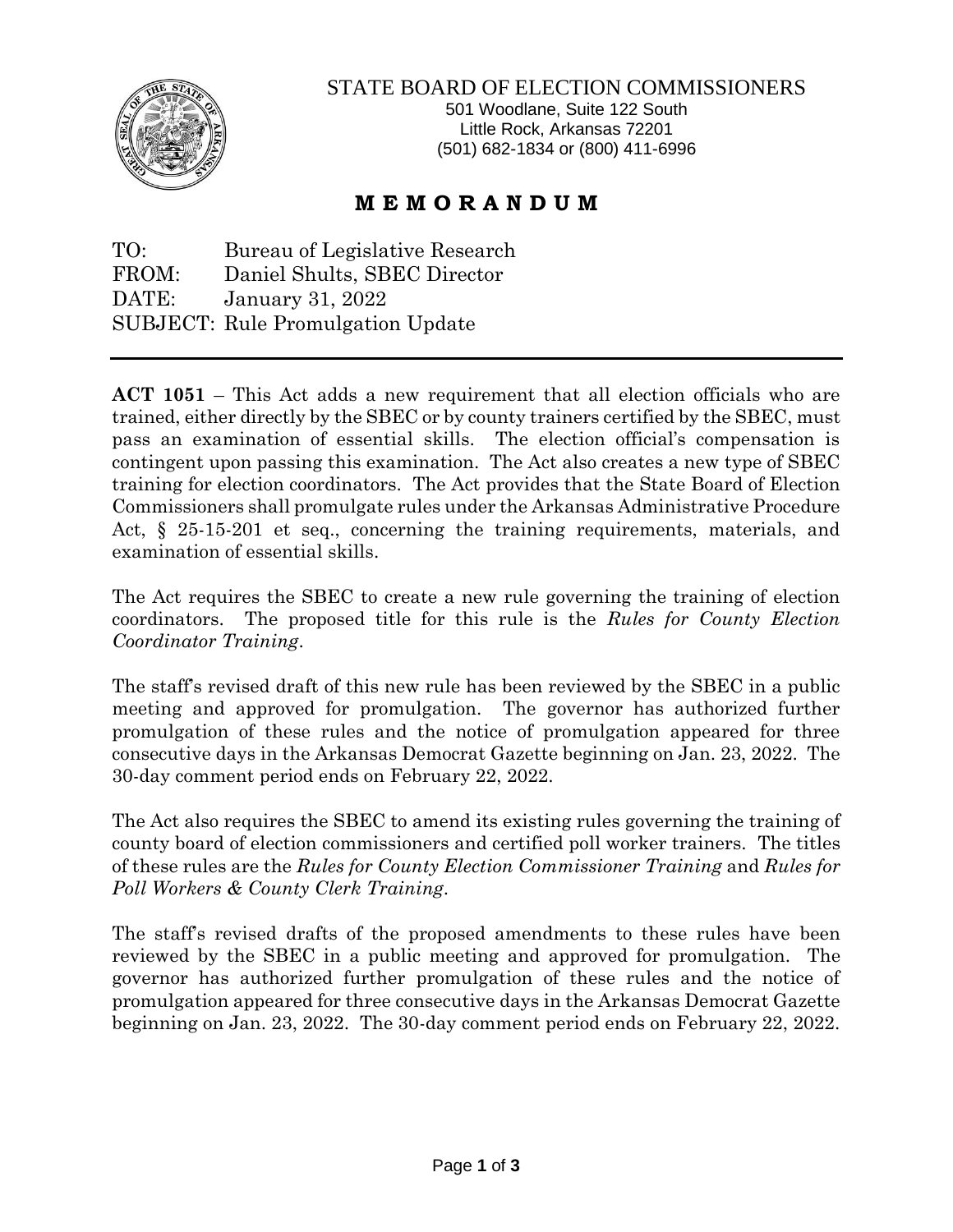STATE BOARD OF ELECTION COMMISSIONERS
501 Woodlane, Suite 122 South
Little Rock, Arkansas 72201
(501) 682-1834 or (800) 411-6996

# M E M O R A N D U M

TO: Bureau of Legislative Research
FROM: Daniel Shults, SBEC Director
DATE: January 31, 2022
SUBJECT: Rule Promulgation Update

---

**ACT 1051** – This Act adds a new requirement that all election officials who are trained, either directly by the SBEC or by county trainers certified by the SBEC, must pass an examination of essential skills. The election official's compensation is contingent upon passing this examination. The Act also creates a new type of SBEC training for election coordinators. The Act provides that the State Board of Election Commissioners shall promulgate rules under the Arkansas Administrative Procedure Act, § 25-15-201 et seq., concerning the training requirements, materials, and examination of essential skills.

The Act requires the SBEC to create a new rule governing the training of election coordinators. The proposed title for this rule is the *Rules for County Election Coordinator Training*.

The staff's revised draft of this new rule has been reviewed by the SBEC in a public meeting and approved for promulgation. The governor has authorized further promulgation of these rules and the notice of promulgation appeared for three consecutive days in the Arkansas Democrat Gazette beginning on Jan. 23, 2022. The 30-day comment period ends on February 22, 2022.

The Act also requires the SBEC to amend its existing rules governing the training of county board of election commissioners and certified poll worker trainers. The titles of these rules are the *Rules for County Election Commissioner Training* and *Rules for Poll Workers & County Clerk Training*.

The staff's revised drafts of the proposed amendments to these rules have been reviewed by the SBEC in a public meeting and approved for promulgation. The governor has authorized further promulgation of these rules and the notice of promulgation appeared for three consecutive days in the Arkansas Democrat Gazette beginning on Jan. 23, 2022. The 30-day comment period ends on February 22, 2022.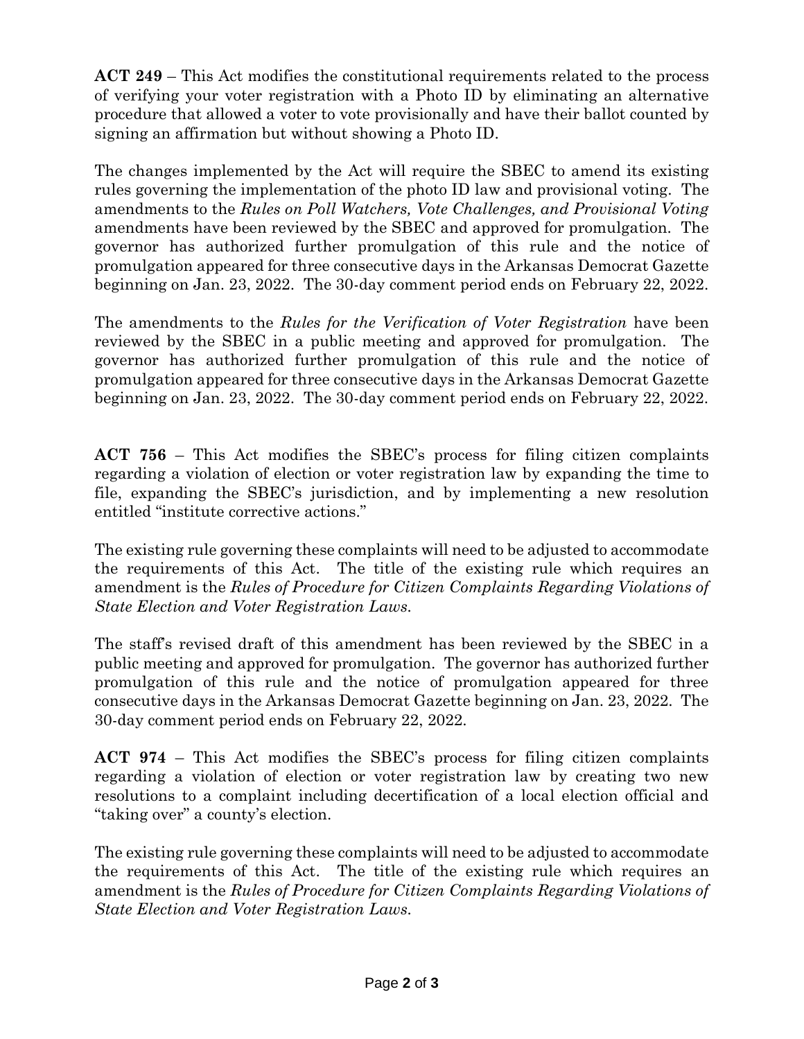**ACT 249** – This Act modifies the constitutional requirements related to the process of verifying your voter registration with a Photo ID by eliminating an alternative procedure that allowed a voter to vote provisionally and have their ballot counted by signing an affirmation but without showing a Photo ID.

The changes implemented by the Act will require the SBEC to amend its existing rules governing the implementation of the photo ID law and provisional voting. The amendments to the *Rules on Poll Watchers, Vote Challenges, and Provisional Voting* amendments have been reviewed by the SBEC and approved for promulgation. The governor has authorized further promulgation of this rule and the notice of promulgation appeared for three consecutive days in the Arkansas Democrat Gazette beginning on Jan. 23, 2022. The 30-day comment period ends on February 22, 2022.

The amendments to the *Rules for the Verification of Voter Registration* have been reviewed by the SBEC in a public meeting and approved for promulgation. The governor has authorized further promulgation of this rule and the notice of promulgation appeared for three consecutive days in the Arkansas Democrat Gazette beginning on Jan. 23, 2022. The 30-day comment period ends on February 22, 2022.

**ACT 756** – This Act modifies the SBEC's process for filing citizen complaints regarding a violation of election or voter registration law by expanding the time to file, expanding the SBEC's jurisdiction, and by implementing a new resolution entitled "institute corrective actions."

The existing rule governing these complaints will need to be adjusted to accommodate the requirements of this Act. The title of the existing rule which requires an amendment is the *Rules of Procedure for Citizen Complaints Regarding Violations of State Election and Voter Registration Laws.*

The staff's revised draft of this amendment has been reviewed by the SBEC in a public meeting and approved for promulgation. The governor has authorized further promulgation of this rule and the notice of promulgation appeared for three consecutive days in the Arkansas Democrat Gazette beginning on Jan. 23, 2022. The 30-day comment period ends on February 22, 2022.

**ACT 974** – This Act modifies the SBEC's process for filing citizen complaints regarding a violation of election or voter registration law by creating two new resolutions to a complaint including decertification of a local election official and "taking over" a county's election.

The existing rule governing these complaints will need to be adjusted to accommodate the requirements of this Act. The title of the existing rule which requires an amendment is the *Rules of Procedure for Citizen Complaints Regarding Violations of State Election and Voter Registration Laws.*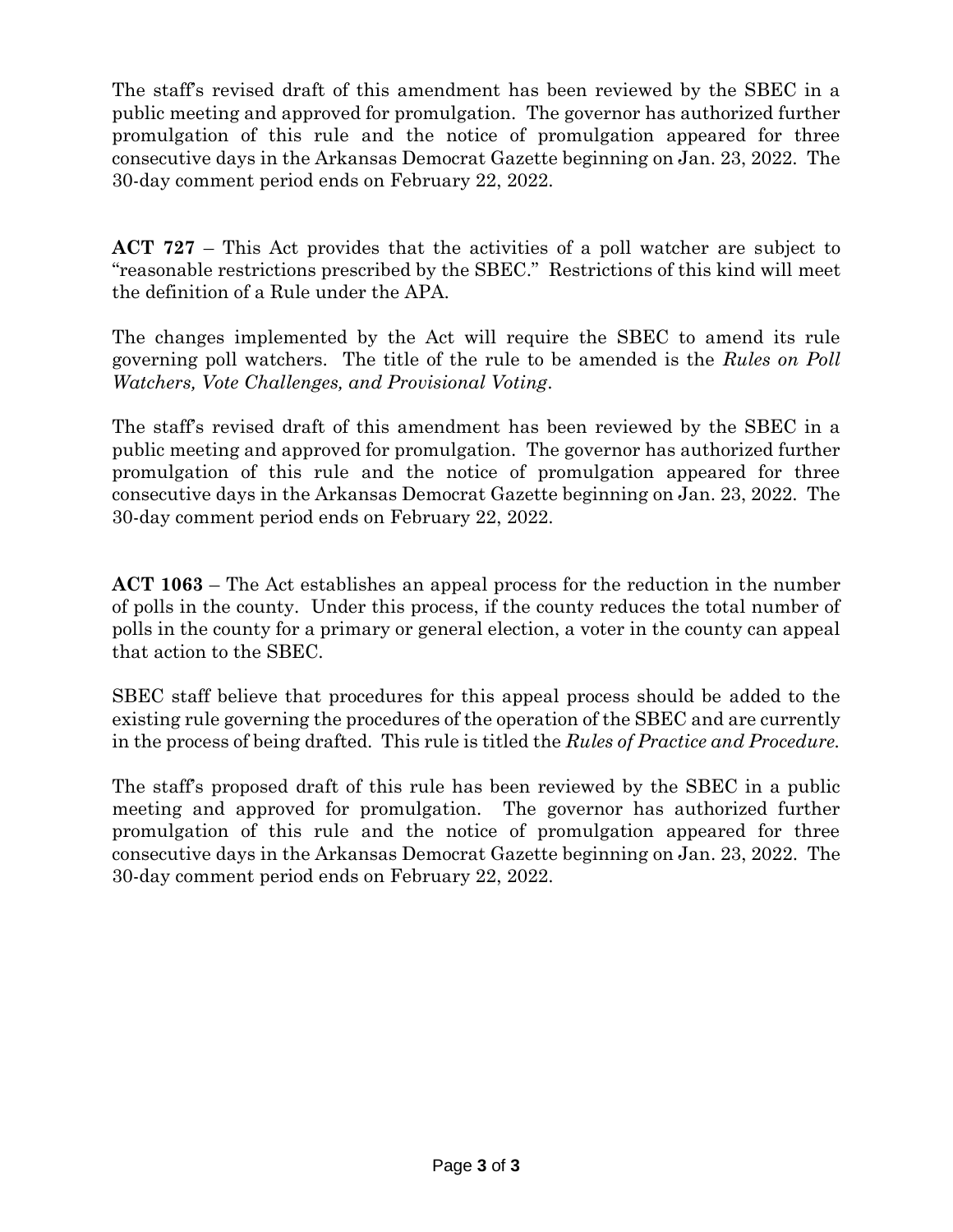The staff's revised draft of this amendment has been reviewed by the SBEC in a public meeting and approved for promulgation. The governor has authorized further promulgation of this rule and the notice of promulgation appeared for three consecutive days in the Arkansas Democrat Gazette beginning on Jan. 23, 2022. The 30-day comment period ends on February 22, 2022.

**ACT 727** – This Act provides that the activities of a poll watcher are subject to "reasonable restrictions prescribed by the SBEC." Restrictions of this kind will meet the definition of a Rule under the APA.

The changes implemented by the Act will require the SBEC to amend its rule governing poll watchers. The title of the rule to be amended is the *Rules on Poll Watchers, Vote Challenges, and Provisional Voting*.

The staff's revised draft of this amendment has been reviewed by the SBEC in a public meeting and approved for promulgation. The governor has authorized further promulgation of this rule and the notice of promulgation appeared for three consecutive days in the Arkansas Democrat Gazette beginning on Jan. 23, 2022. The 30-day comment period ends on February 22, 2022.

**ACT 1063** – The Act establishes an appeal process for the reduction in the number of polls in the county. Under this process, if the county reduces the total number of polls in the county for a primary or general election, a voter in the county can appeal that action to the SBEC.

SBEC staff believe that procedures for this appeal process should be added to the existing rule governing the procedures of the operation of the SBEC and are currently in the process of being drafted. This rule is titled the *Rules of Practice and Procedure.*

The staff's proposed draft of this rule has been reviewed by the SBEC in a public meeting and approved for promulgation. The governor has authorized further promulgation of this rule and the notice of promulgation appeared for three consecutive days in the Arkansas Democrat Gazette beginning on Jan. 23, 2022. The 30-day comment period ends on February 22, 2022.